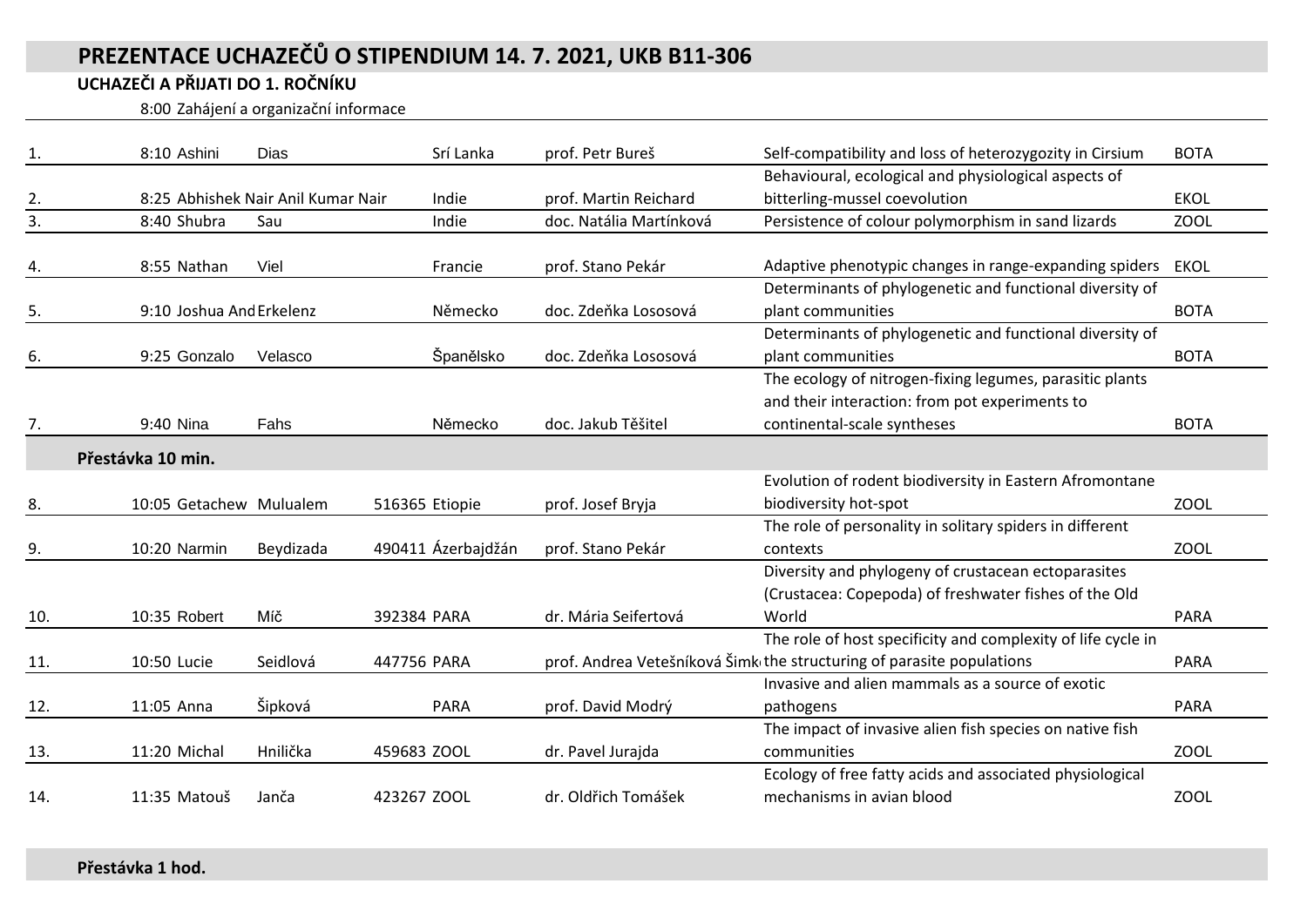# PREZENTACE UCHAZEČŮ O STIPENDIUM 14. 7. 2021, UKB B11-306

## UCHAZEČI A PŘIJATI DO 1. ROČNÍKU

8:00 Zahájení a organizační informace

| # | Čas | Jméno | Příjmení | UČO | Země / obor | Školitel | Téma | Obor |
|---|---|---|---|---|---|---|---|---|
| 1. | 8:10 | Ashini | Dias | | Srí Lanka | prof. Petr Bureš | Self-compatibility and loss of heterozygozity in Cirsium | BOTA |
| 2. | 8:25 | Abhishek Nair Anil Kumar Nair | | | Indie | prof. Martin Reichard | Behavioural, ecological and physiological aspects of bitterling-mussel coevolution | EKOL |
| 3. | 8:40 | Shubra | Sau | | Indie | doc. Natália Martínková | Persistence of colour polymorphism in sand lizards | ZOOL |
| 4. | 8:55 | Nathan | Viel | | Francie | prof. Stano Pekár | Adaptive phenotypic changes in range-expanding spiders | EKOL |
| 5. | 9:10 | Joshua And | Erkelenz | | Německo | doc. Zdeňka Lososová | Determinants of phylogenetic and functional diversity of plant communities | BOTA |
| 6. | 9:25 | Gonzalo | Velasco | | Španělsko | doc. Zdeňka Lososová | Determinants of phylogenetic and functional diversity of plant communities | BOTA |
| 7. | 9:40 | Nina | Fahs | | Německo | doc. Jakub Těšitel | The ecology of nitrogen-fixing legumes, parasitic plants and their interaction: from pot experiments to continental-scale syntheses | BOTA |
| **Přestávka 10 min.** | | | | | | | | |
| 8. | 10:05 | Getachew | Mulualem | 516365 | Etiopie | prof. Josef Bryja | Evolution of rodent biodiversity in Eastern Afromontane biodiversity hot-spot | ZOOL |
| 9. | 10:20 | Narmin | Beydizada | 490411 | Ázerbajdžán | prof. Stano Pekár | The role of personality in solitary spiders in different contexts | ZOOL |
| 10. | 10:35 | Robert | Míč | 392384 | PARA | dr. Mária Seifertová | Diversity and phylogeny of crustacean ectoparasites (Crustacea: Copepoda) of freshwater fishes of the Old World | PARA |
| 11. | 10:50 | Lucie | Seidlová | 447756 | PARA | prof. Andrea Vetešníková Šimk | The role of host specificity and complexity of life cycle in the structuring of parasite populations | PARA |
| 12. | 11:05 | Anna | Šipková | | PARA | prof. David Modrý | Invasive and alien mammals as a source of exotic pathogens | PARA |
| 13. | 11:20 | Michal | Hnilička | 459683 | ZOOL | dr. Pavel Jurajda | The impact of invasive alien fish species on native fish communities | ZOOL |
| 14. | 11:35 | Matouš | Janča | 423267 | ZOOL | dr. Oldřich Tomášek | Ecology of free fatty acids and associated physiological mechanisms in avian blood | ZOOL |

**Přestávka 1 hod.**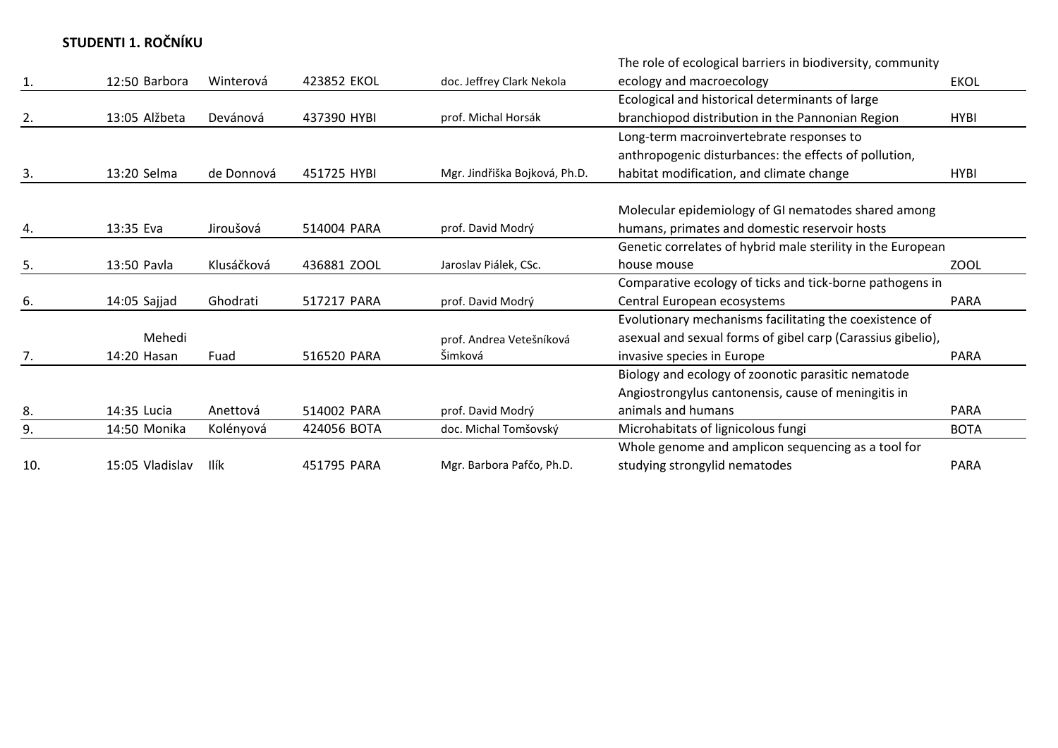**STUDENTI 1. ROČNÍKU**

| | | | | | | | |
|---|---|---|---|---|---|---|---|
| 1. | 12:50 | Barbora | Winterová | 423852 EKOL | doc. Jeffrey Clark Nekola | The role of ecological barriers in biodiversity, community ecology and macroecology | EKOL |
| 2. | 13:05 | Alžbeta | Devánová | 437390 HYBI | prof. Michal Horsák | Ecological and historical determinants of large branchiopod distribution in the Pannonian Region | HYBI |
| 3. | 13:20 | Selma | de Donnová | 451725 HYBI | Mgr. Jindřiška Bojková, Ph.D. | Long-term macroinvertebrate responses to anthropogenic disturbances: the effects of pollution, habitat modification, and climate change | HYBI |
| 4. | 13:35 | Eva | Jiroušová | 514004 PARA | prof. David Modrý | Molecular epidemiology of GI nematodes shared among humans, primates and domestic reservoir hosts | |
| 5. | 13:50 | Pavla | Klusáčková | 436881 ZOOL | Jaroslav Piálek, CSc. | Genetic correlates of hybrid male sterility in the European house mouse | ZOOL |
| 6. | 14:05 | Sajjad | Ghodrati | 517217 PARA | prof. David Modrý | Comparative ecology of ticks and tick-borne pathogens in Central European ecosystems | PARA |
| 7. | 14:20 | Mehedi Hasan | Fuad | 516520 PARA | prof. Andrea Vetešníková Šimková | Evolutionary mechanisms facilitating the coexistence of asexual and sexual forms of gibel carp (Carassius gibelio), invasive species in Europe | PARA |
| 8. | 14:35 | Lucia | Anettová | 514002 PARA | prof. David Modrý | Biology and ecology of zoonotic parasitic nematode Angiostrongylus cantonensis, cause of meningitis in animals and humans | PARA |
| 9. | 14:50 | Monika | Kolényová | 424056 BOTA | doc. Michal Tomšovský | Microhabitats of lignicolous fungi | BOTA |
| 10. | 15:05 | Vladislav | Ilík | 451795 PARA | Mgr. Barbora Pafčo, Ph.D. | Whole genome and amplicon sequencing as a tool for studying strongylid nematodes | PARA |